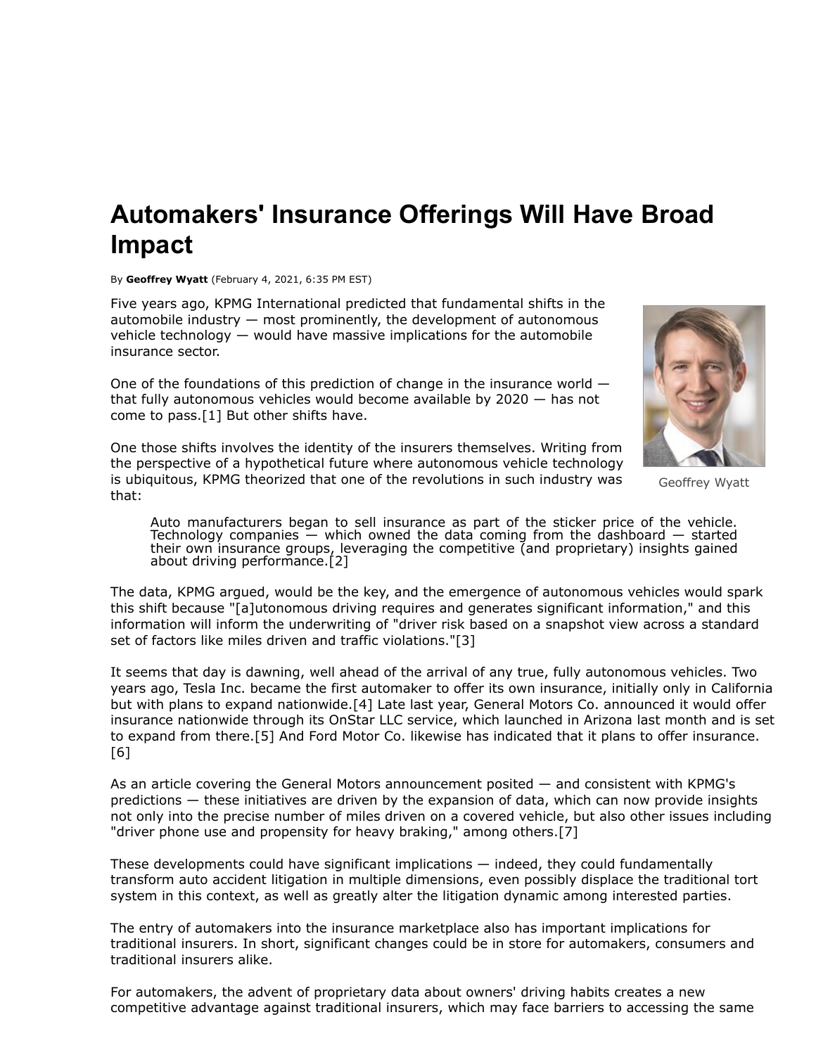# Automakers' Insurance Offerings Will Have Broad Impact

By **Geoffrey Wyatt** (February 4, 2021, 6:35 PM EST)

Five years ago, KPMG International predicted that fundamental shifts in the automobile industry — most prominently, the development of autonomous vehicle technology — would have massive implications for the automobile insurance sector.

One of the foundations of this prediction of change in the insurance world — that fully autonomous vehicles would become available by 2020 — has not come to pass.[1] But other shifts have.

Geoffrey Wyatt

One those shifts involves the identity of the insurers themselves. Writing from the perspective of a hypothetical future where autonomous vehicle technology is ubiquitous, KPMG theorized that one of the revolutions in such industry was that:

> Auto manufacturers began to sell insurance as part of the sticker price of the vehicle. Technology companies — which owned the data coming from the dashboard — started their own insurance groups, leveraging the competitive (and proprietary) insights gained about driving performance.[2]

The data, KPMG argued, would be the key, and the emergence of autonomous vehicles would spark this shift because "[a]utonomous driving requires and generates significant information," and this information will inform the underwriting of "driver risk based on a snapshot view across a standard set of factors like miles driven and traffic violations."[3]

It seems that day is dawning, well ahead of the arrival of any true, fully autonomous vehicles. Two years ago, Tesla Inc. became the first automaker to offer its own insurance, initially only in California but with plans to expand nationwide.[4] Late last year, General Motors Co. announced it would offer insurance nationwide through its OnStar LLC service, which launched in Arizona last month and is set to expand from there.[5] And Ford Motor Co. likewise has indicated that it plans to offer insurance.[6]

As an article covering the General Motors announcement posited — and consistent with KPMG's predictions — these initiatives are driven by the expansion of data, which can now provide insights not only into the precise number of miles driven on a covered vehicle, but also other issues including "driver phone use and propensity for heavy braking," among others.[7]

These developments could have significant implications — indeed, they could fundamentally transform auto accident litigation in multiple dimensions, even possibly displace the traditional tort system in this context, as well as greatly alter the litigation dynamic among interested parties.

The entry of automakers into the insurance marketplace also has important implications for traditional insurers. In short, significant changes could be in store for automakers, consumers and traditional insurers alike.

For automakers, the advent of proprietary data about owners' driving habits creates a new competitive advantage against traditional insurers, which may face barriers to accessing the same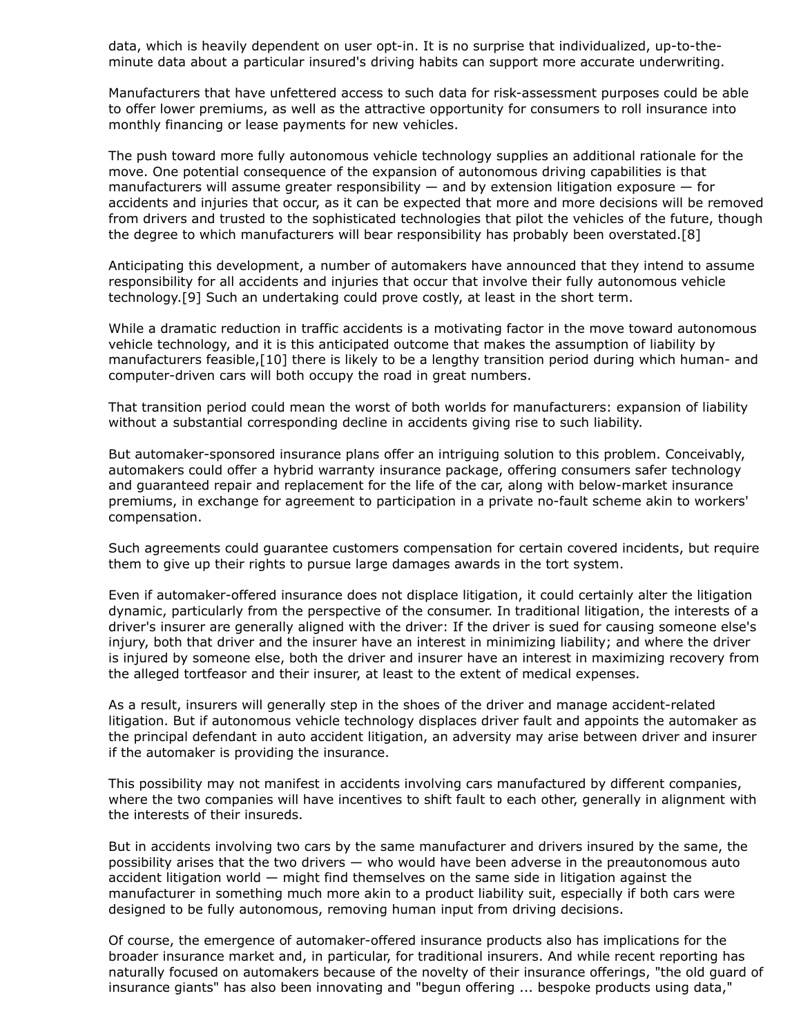data, which is heavily dependent on user opt-in. It is no surprise that individualized, up-to-the-minute data about a particular insured's driving habits can support more accurate underwriting.

Manufacturers that have unfettered access to such data for risk-assessment purposes could be able to offer lower premiums, as well as the attractive opportunity for consumers to roll insurance into monthly financing or lease payments for new vehicles.

The push toward more fully autonomous vehicle technology supplies an additional rationale for the move. One potential consequence of the expansion of autonomous driving capabilities is that manufacturers will assume greater responsibility — and by extension litigation exposure — for accidents and injuries that occur, as it can be expected that more and more decisions will be removed from drivers and trusted to the sophisticated technologies that pilot the vehicles of the future, though the degree to which manufacturers will bear responsibility has probably been overstated.[8]

Anticipating this development, a number of automakers have announced that they intend to assume responsibility for all accidents and injuries that occur that involve their fully autonomous vehicle technology.[9] Such an undertaking could prove costly, at least in the short term.

While a dramatic reduction in traffic accidents is a motivating factor in the move toward autonomous vehicle technology, and it is this anticipated outcome that makes the assumption of liability by manufacturers feasible,[10] there is likely to be a lengthy transition period during which human- and computer-driven cars will both occupy the road in great numbers.

That transition period could mean the worst of both worlds for manufacturers: expansion of liability without a substantial corresponding decline in accidents giving rise to such liability.

But automaker-sponsored insurance plans offer an intriguing solution to this problem. Conceivably, automakers could offer a hybrid warranty insurance package, offering consumers safer technology and guaranteed repair and replacement for the life of the car, along with below-market insurance premiums, in exchange for agreement to participation in a private no-fault scheme akin to workers' compensation.

Such agreements could guarantee customers compensation for certain covered incidents, but require them to give up their rights to pursue large damages awards in the tort system.

Even if automaker-offered insurance does not displace litigation, it could certainly alter the litigation dynamic, particularly from the perspective of the consumer. In traditional litigation, the interests of a driver's insurer are generally aligned with the driver: If the driver is sued for causing someone else's injury, both that driver and the insurer have an interest in minimizing liability; and where the driver is injured by someone else, both the driver and insurer have an interest in maximizing recovery from the alleged tortfeasor and their insurer, at least to the extent of medical expenses.

As a result, insurers will generally step in the shoes of the driver and manage accident-related litigation. But if autonomous vehicle technology displaces driver fault and appoints the automaker as the principal defendant in auto accident litigation, an adversity may arise between driver and insurer if the automaker is providing the insurance.

This possibility may not manifest in accidents involving cars manufactured by different companies, where the two companies will have incentives to shift fault to each other, generally in alignment with the interests of their insureds.

But in accidents involving two cars by the same manufacturer and drivers insured by the same, the possibility arises that the two drivers — who would have been adverse in the preautonomous auto accident litigation world — might find themselves on the same side in litigation against the manufacturer in something much more akin to a product liability suit, especially if both cars were designed to be fully autonomous, removing human input from driving decisions.

Of course, the emergence of automaker-offered insurance products also has implications for the broader insurance market and, in particular, for traditional insurers. And while recent reporting has naturally focused on automakers because of the novelty of their insurance offerings, "the old guard of insurance giants" has also been innovating and "begun offering ... bespoke products using data,"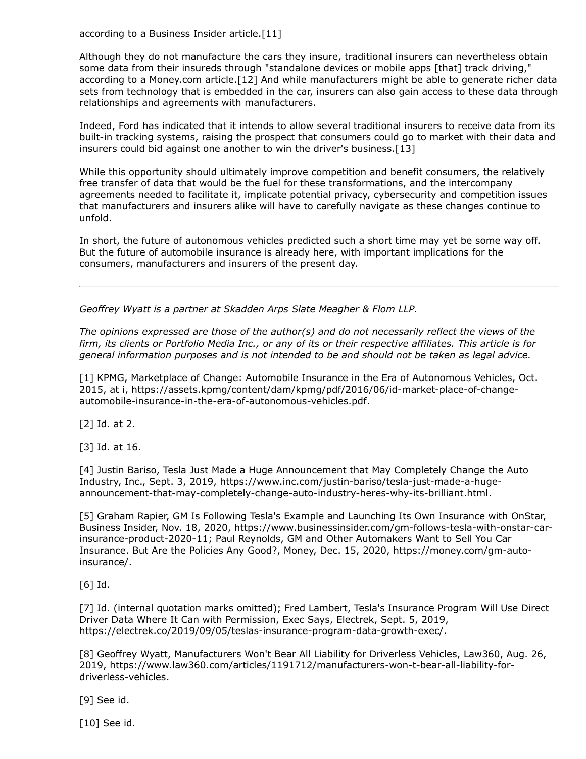according to a Business Insider article.[11]

Although they do not manufacture the cars they insure, traditional insurers can nevertheless obtain some data from their insureds through "standalone devices or mobile apps [that] track driving," according to a Money.com article.[12] And while manufacturers might be able to generate richer data sets from technology that is embedded in the car, insurers can also gain access to these data through relationships and agreements with manufacturers.

Indeed, Ford has indicated that it intends to allow several traditional insurers to receive data from its built-in tracking systems, raising the prospect that consumers could go to market with their data and insurers could bid against one another to win the driver's business.[13]

While this opportunity should ultimately improve competition and benefit consumers, the relatively free transfer of data that would be the fuel for these transformations, and the intercompany agreements needed to facilitate it, implicate potential privacy, cybersecurity and competition issues that manufacturers and insurers alike will have to carefully navigate as these changes continue to unfold.

In short, the future of autonomous vehicles predicted such a short time may yet be some way off. But the future of automobile insurance is already here, with important implications for the consumers, manufacturers and insurers of the present day.

---

*Geoffrey Wyatt is a partner at Skadden Arps Slate Meagher & Flom LLP.*

*The opinions expressed are those of the author(s) and do not necessarily reflect the views of the firm, its clients or Portfolio Media Inc., or any of its or their respective affiliates. This article is for general information purposes and is not intended to be and should not be taken as legal advice.*

[1] KPMG, Marketplace of Change: Automobile Insurance in the Era of Autonomous Vehicles, Oct. 2015, at i, https://assets.kpmg/content/dam/kpmg/pdf/2016/06/id-market-place-of-change-automobile-insurance-in-the-era-of-autonomous-vehicles.pdf.

[2] Id. at 2.

[3] Id. at 16.

[4] Justin Bariso, Tesla Just Made a Huge Announcement that May Completely Change the Auto Industry, Inc., Sept. 3, 2019, https://www.inc.com/justin-bariso/tesla-just-made-a-huge-announcement-that-may-completely-change-auto-industry-heres-why-its-brilliant.html.

[5] Graham Rapier, GM Is Following Tesla's Example and Launching Its Own Insurance with OnStar, Business Insider, Nov. 18, 2020, https://www.businessinsider.com/gm-follows-tesla-with-onstar-car-insurance-product-2020-11; Paul Reynolds, GM and Other Automakers Want to Sell You Car Insurance. But Are the Policies Any Good?, Money, Dec. 15, 2020, https://money.com/gm-auto-insurance/.

[6] Id.

[7] Id. (internal quotation marks omitted); Fred Lambert, Tesla's Insurance Program Will Use Direct Driver Data Where It Can with Permission, Exec Says, Electrek, Sept. 5, 2019, https://electrek.co/2019/09/05/teslas-insurance-program-data-growth-exec/.

[8] Geoffrey Wyatt, Manufacturers Won't Bear All Liability for Driverless Vehicles, Law360, Aug. 26, 2019, https://www.law360.com/articles/1191712/manufacturers-won-t-bear-all-liability-for-driverless-vehicles.

[9] See id.

[10] See id.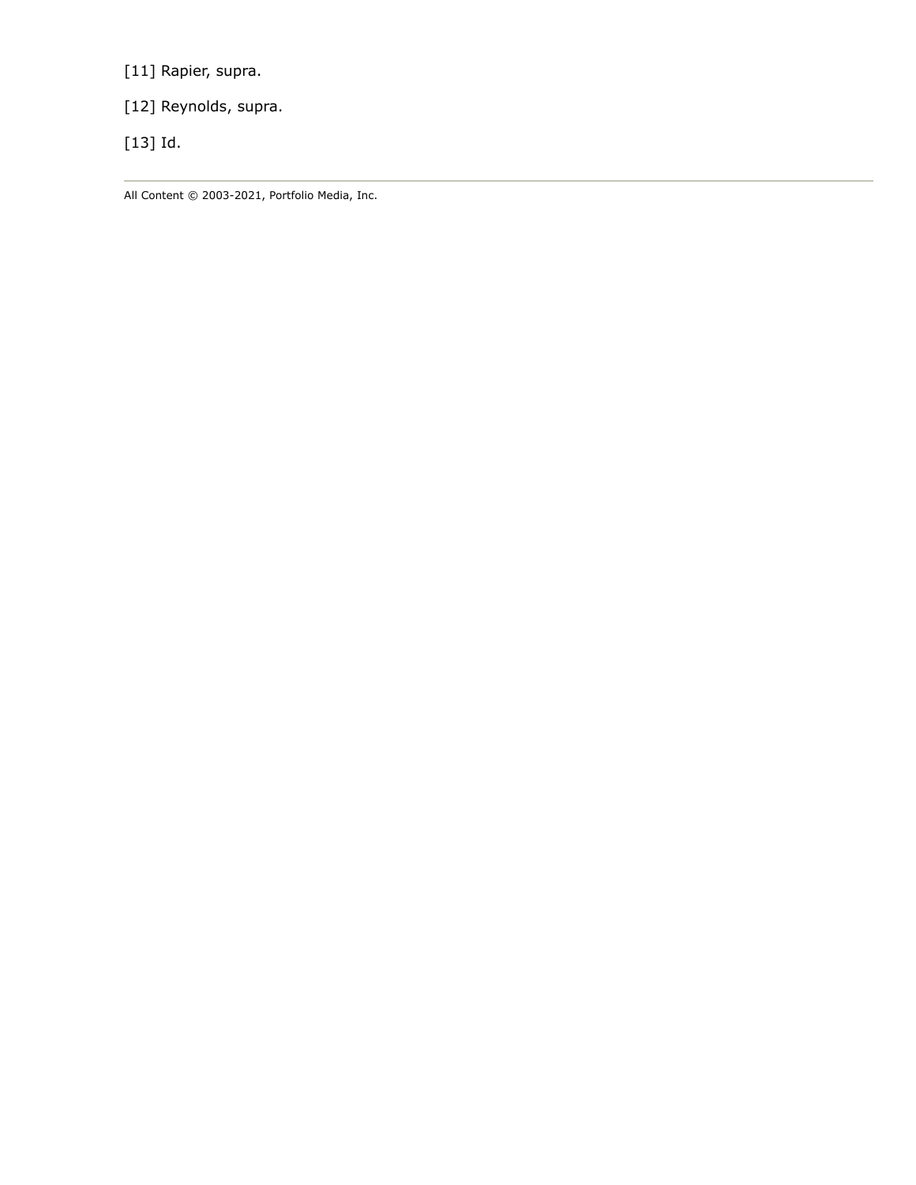[11] Rapier, supra.

[12] Reynolds, supra.

[13] Id.

---

All Content © 2003-2021, Portfolio Media, Inc.